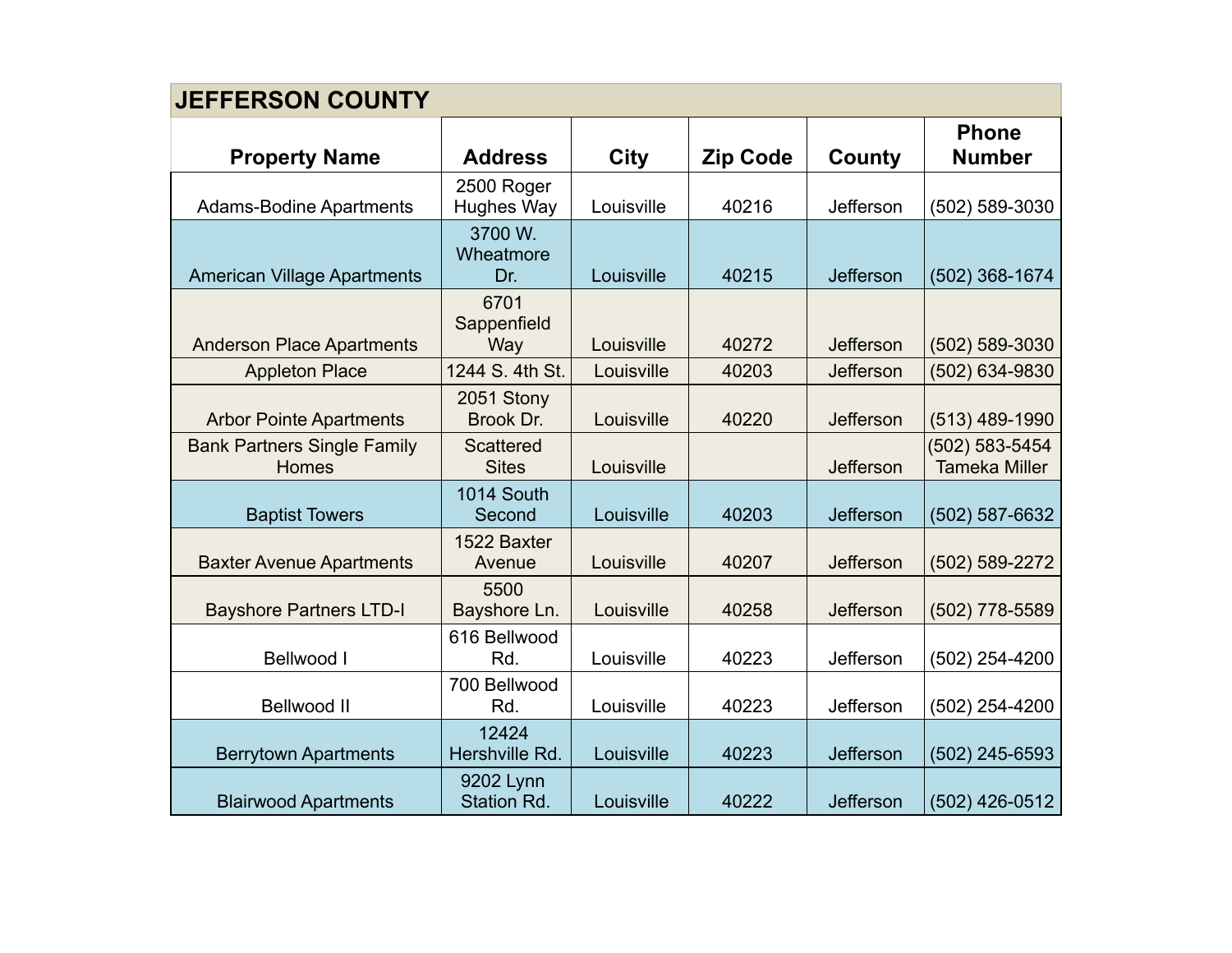## JEFFERSON COUNTY

| Property Name | Address | City | Zip Code | County | Phone Number |
|---|---|---|---|---|---|
| Adams-Bodine Apartments | 2500 Roger Hughes Way | Louisville | 40216 | Jefferson | (502) 589-3030 |
| American Village Apartments | 3700 W. Wheatmore Dr. | Louisville | 40215 | Jefferson | (502) 368-1674 |
| Anderson Place Apartments | 6701 Sappenfield Way | Louisville | 40272 | Jefferson | (502) 589-3030 |
| Appleton Place | 1244 S. 4th St. | Louisville | 40203 | Jefferson | (502) 634-9830 |
| Arbor Pointe Apartments | 2051 Stony Brook Dr. | Louisville | 40220 | Jefferson | (513) 489-1990 |
| Bank Partners Single Family Homes | Scattered Sites | Louisville | | Jefferson | (502) 583-5454 Tameka Miller |
| Baptist Towers | 1014 South Second | Louisville | 40203 | Jefferson | (502) 587-6632 |
| Baxter Avenue Apartments | 1522 Baxter Avenue | Louisville | 40207 | Jefferson | (502) 589-2272 |
| Bayshore Partners LTD-I | 5500 Bayshore Ln. | Louisville | 40258 | Jefferson | (502) 778-5589 |
| Bellwood I | 616 Bellwood Rd. | Louisville | 40223 | Jefferson | (502) 254-4200 |
| Bellwood II | 700 Bellwood Rd. | Louisville | 40223 | Jefferson | (502) 254-4200 |
| Berrytown Apartments | 12424 Hershville Rd. | Louisville | 40223 | Jefferson | (502) 245-6593 |
| Blairwood Apartments | 9202 Lynn Station Rd. | Louisville | 40222 | Jefferson | (502) 426-0512 |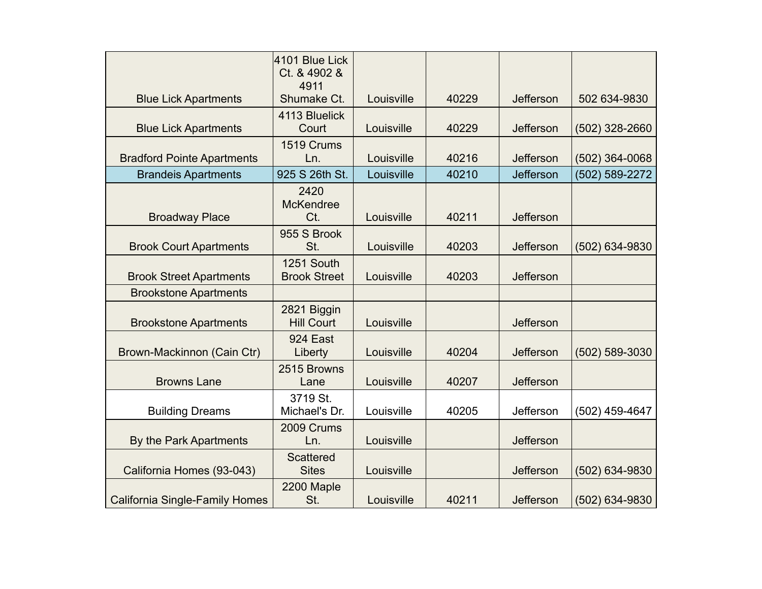| | | | | | |
|---|---|---|---|---|---|
| Blue Lick Apartments | 4101 Blue Lick Ct. & 4902 & 4911 Shumake Ct. | Louisville | 40229 | Jefferson | 502 634-9830 |
| Blue Lick Apartments | 4113 Bluelick Court | Louisville | 40229 | Jefferson | (502) 328-2660 |
| Bradford Pointe Apartments | 1519 Crums Ln. | Louisville | 40216 | Jefferson | (502) 364-0068 |
| Brandeis Apartments | 925 S 26th St. | Louisville | 40210 | Jefferson | (502) 589-2272 |
| Broadway Place | 2420 McKendree Ct. | Louisville | 40211 | Jefferson | |
| Brook Court Apartments | 955 S Brook St. | Louisville | 40203 | Jefferson | (502) 634-9830 |
| Brook Street Apartments | 1251 South Brook Street | Louisville | 40203 | Jefferson | |
| Brookstone Apartments | | | | | |
| Brookstone Apartments | 2821 Biggin Hill Court | Louisville | | Jefferson | |
| Brown-Mackinnon (Cain Ctr) | 924 East Liberty | Louisville | 40204 | Jefferson | (502) 589-3030 |
| Browns Lane | 2515 Browns Lane | Louisville | 40207 | Jefferson | |
| Building Dreams | 3719 St. Michael's Dr. | Louisville | 40205 | Jefferson | (502) 459-4647 |
| By the Park Apartments | 2009 Crums Ln. | Louisville | | Jefferson | |
| California Homes (93-043) | Scattered Sites | Louisville | | Jefferson | (502) 634-9830 |
| California Single-Family Homes | 2200 Maple St. | Louisville | 40211 | Jefferson | (502) 634-9830 |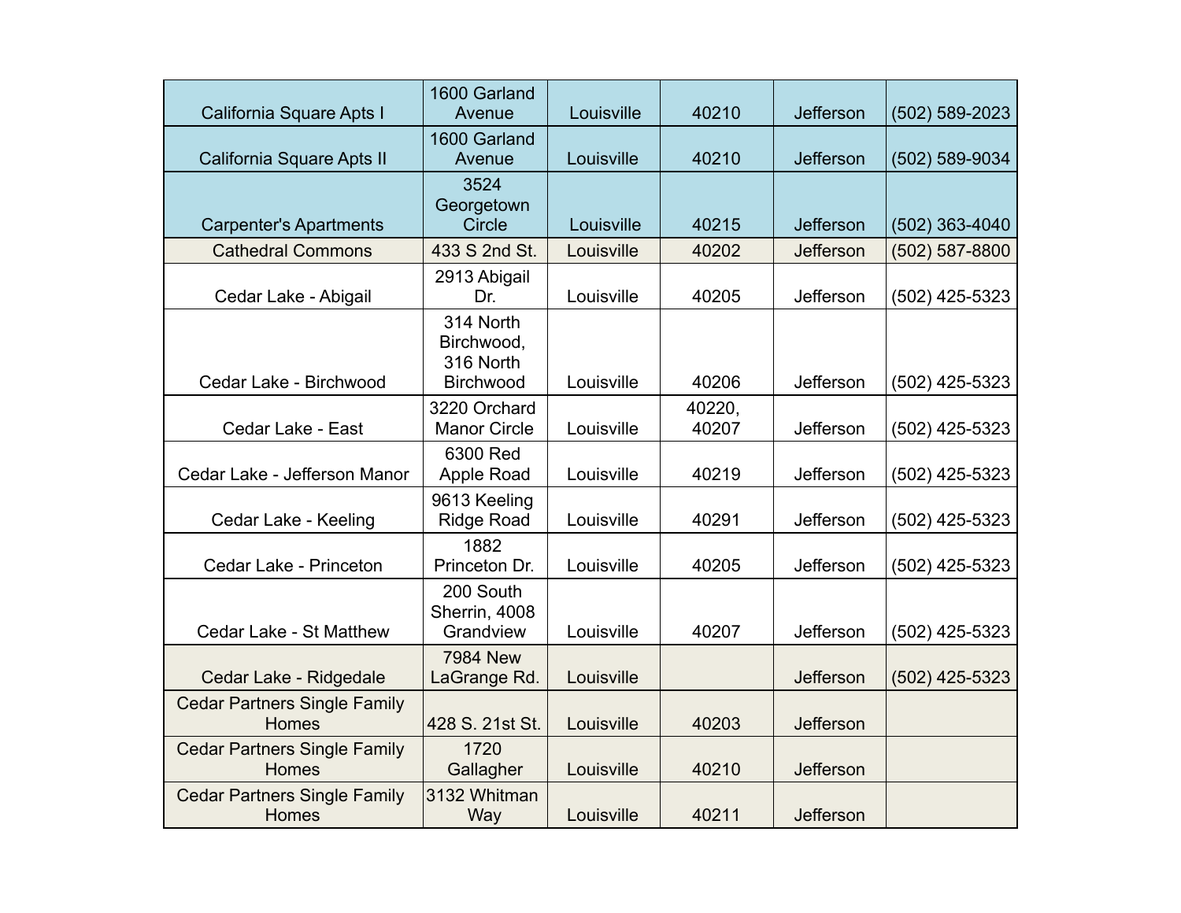| | | | | | |
|---|---|---|---|---|---|
| California Square Apts I | 1600 Garland Avenue | Louisville | 40210 | Jefferson | (502) 589-2023 |
| California Square Apts II | 1600 Garland Avenue | Louisville | 40210 | Jefferson | (502) 589-9034 |
| Carpenter's Apartments | 3524 Georgetown Circle | Louisville | 40215 | Jefferson | (502) 363-4040 |
| Cathedral Commons | 433 S 2nd St. | Louisville | 40202 | Jefferson | (502) 587-8800 |
| Cedar Lake - Abigail | 2913 Abigail Dr. | Louisville | 40205 | Jefferson | (502) 425-5323 |
| Cedar Lake - Birchwood | 314 North Birchwood, 316 North Birchwood | Louisville | 40206 | Jefferson | (502) 425-5323 |
| Cedar Lake - East | 3220 Orchard Manor Circle | Louisville | 40220, 40207 | Jefferson | (502) 425-5323 |
| Cedar Lake - Jefferson Manor | 6300 Red Apple Road | Louisville | 40219 | Jefferson | (502) 425-5323 |
| Cedar Lake - Keeling | 9613 Keeling Ridge Road | Louisville | 40291 | Jefferson | (502) 425-5323 |
| Cedar Lake - Princeton | 1882 Princeton Dr. | Louisville | 40205 | Jefferson | (502) 425-5323 |
| Cedar Lake - St Matthew | 200 South Sherrin, 4008 Grandview | Louisville | 40207 | Jefferson | (502) 425-5323 |
| Cedar Lake - Ridgedale | 7984 New LaGrange Rd. | Louisville | | Jefferson | (502) 425-5323 |
| Cedar Partners Single Family Homes | 428 S. 21st St. | Louisville | 40203 | Jefferson | |
| Cedar Partners Single Family Homes | 1720 Gallagher | Louisville | 40210 | Jefferson | |
| Cedar Partners Single Family Homes | 3132 Whitman Way | Louisville | 40211 | Jefferson | |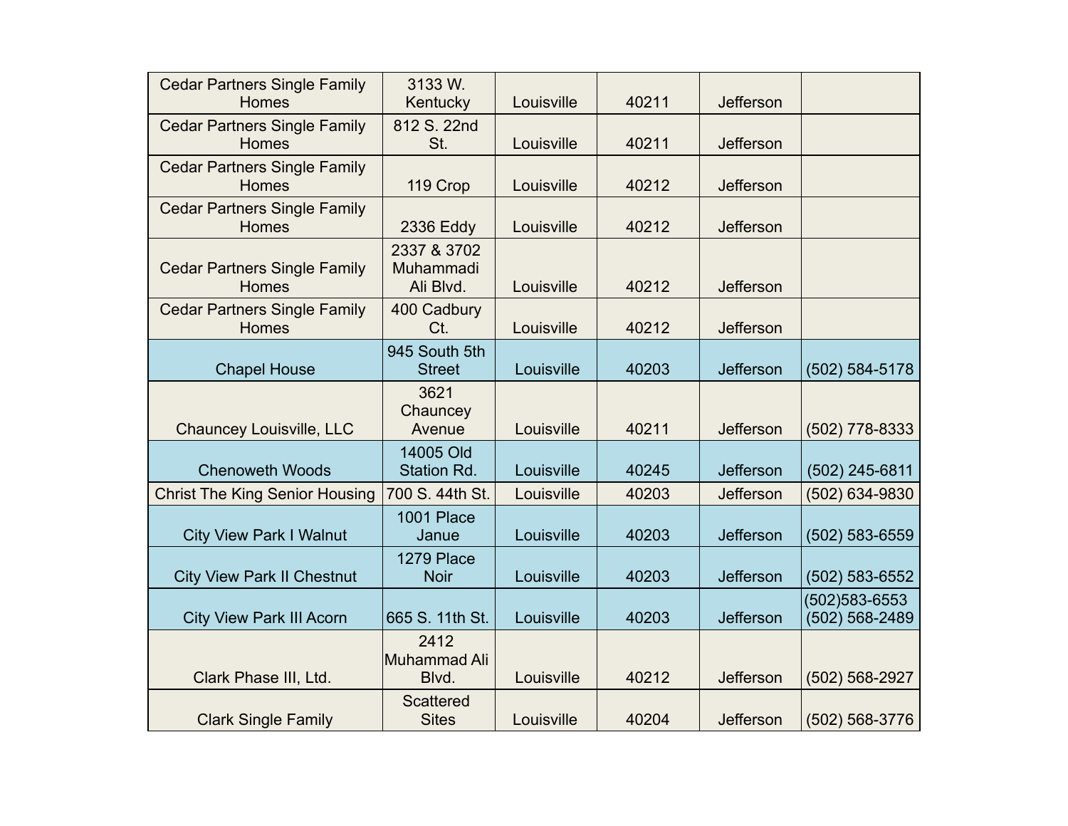| | | | | | |
|---|---|---|---|---|---|
| Cedar Partners Single Family Homes | 3133 W. Kentucky | Louisville | 40211 | Jefferson | |
| Cedar Partners Single Family Homes | 812 S. 22nd St. | Louisville | 40211 | Jefferson | |
| Cedar Partners Single Family Homes | 119 Crop | Louisville | 40212 | Jefferson | |
| Cedar Partners Single Family Homes | 2336 Eddy | Louisville | 40212 | Jefferson | |
| Cedar Partners Single Family Homes | 2337 & 3702 Muhammadi Ali Blvd. | Louisville | 40212 | Jefferson | |
| Cedar Partners Single Family Homes | 400 Cadbury Ct. | Louisville | 40212 | Jefferson | |
| Chapel House | 945 South 5th Street | Louisville | 40203 | Jefferson | (502) 584-5178 |
| Chauncey Louisville, LLC | 3621 Chauncey Avenue | Louisville | 40211 | Jefferson | (502) 778-8333 |
| Chenoweth Woods | 14005 Old Station Rd. | Louisville | 40245 | Jefferson | (502) 245-6811 |
| Christ The King Senior Housing | 700 S. 44th St. | Louisville | 40203 | Jefferson | (502) 634-9830 |
| City View Park I Walnut | 1001 Place Janue | Louisville | 40203 | Jefferson | (502) 583-6559 |
| City View Park II Chestnut | 1279 Place Noir | Louisville | 40203 | Jefferson | (502) 583-6552 |
| City View Park III Acorn | 665 S. 11th St. | Louisville | 40203 | Jefferson | (502)583-6553 (502) 568-2489 |
| Clark Phase III, Ltd. | 2412 Muhammad Ali Blvd. | Louisville | 40212 | Jefferson | (502) 568-2927 |
| Clark Single Family | Scattered Sites | Louisville | 40204 | Jefferson | (502) 568-3776 |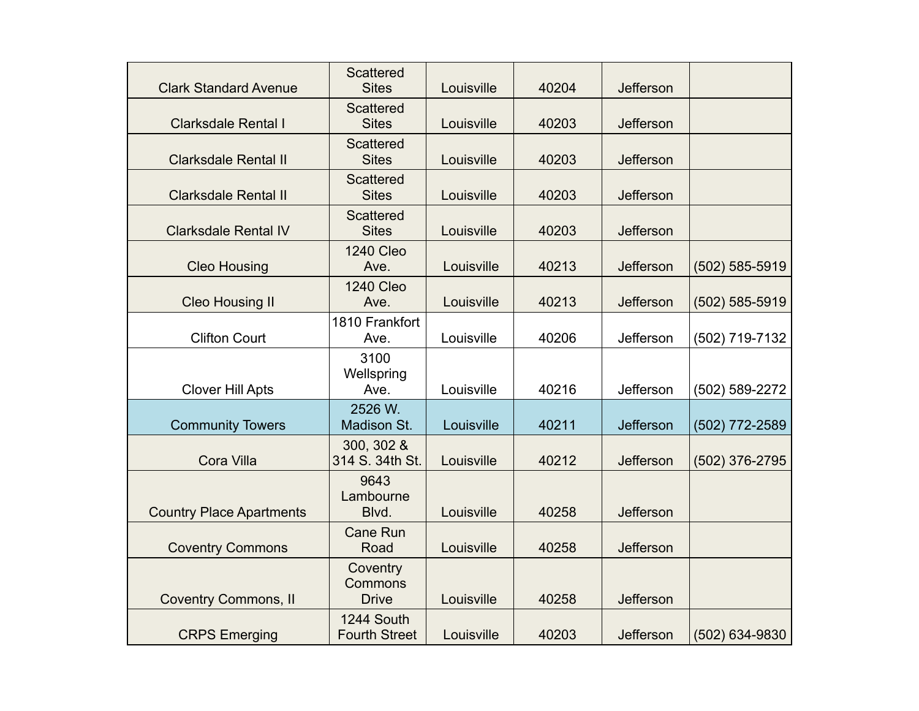| | | | | | |
|---|---|---|---|---|---|
| Clark Standard Avenue | Scattered Sites | Louisville | 40204 | Jefferson | |
| Clarksdale Rental I | Scattered Sites | Louisville | 40203 | Jefferson | |
| Clarksdale Rental II | Scattered Sites | Louisville | 40203 | Jefferson | |
| Clarksdale Rental II | Scattered Sites | Louisville | 40203 | Jefferson | |
| Clarksdale Rental IV | Scattered Sites | Louisville | 40203 | Jefferson | |
| Cleo Housing | 1240 Cleo Ave. | Louisville | 40213 | Jefferson | (502) 585-5919 |
| Cleo Housing II | 1240 Cleo Ave. | Louisville | 40213 | Jefferson | (502) 585-5919 |
| Clifton Court | 1810 Frankfort Ave. | Louisville | 40206 | Jefferson | (502) 719-7132 |
| Clover Hill Apts | 3100 Wellspring Ave. | Louisville | 40216 | Jefferson | (502) 589-2272 |
| Community Towers | 2526 W. Madison St. | Louisville | 40211 | Jefferson | (502) 772-2589 |
| Cora Villa | 300, 302 & 314 S. 34th St. | Louisville | 40212 | Jefferson | (502) 376-2795 |
| Country Place Apartments | 9643 Lambourne Blvd. | Louisville | 40258 | Jefferson | |
| Coventry Commons | Cane Run Road | Louisville | 40258 | Jefferson | |
| Coventry Commons, II | Coventry Commons Drive | Louisville | 40258 | Jefferson | |
| CRPS Emerging | 1244 South Fourth Street | Louisville | 40203 | Jefferson | (502) 634-9830 |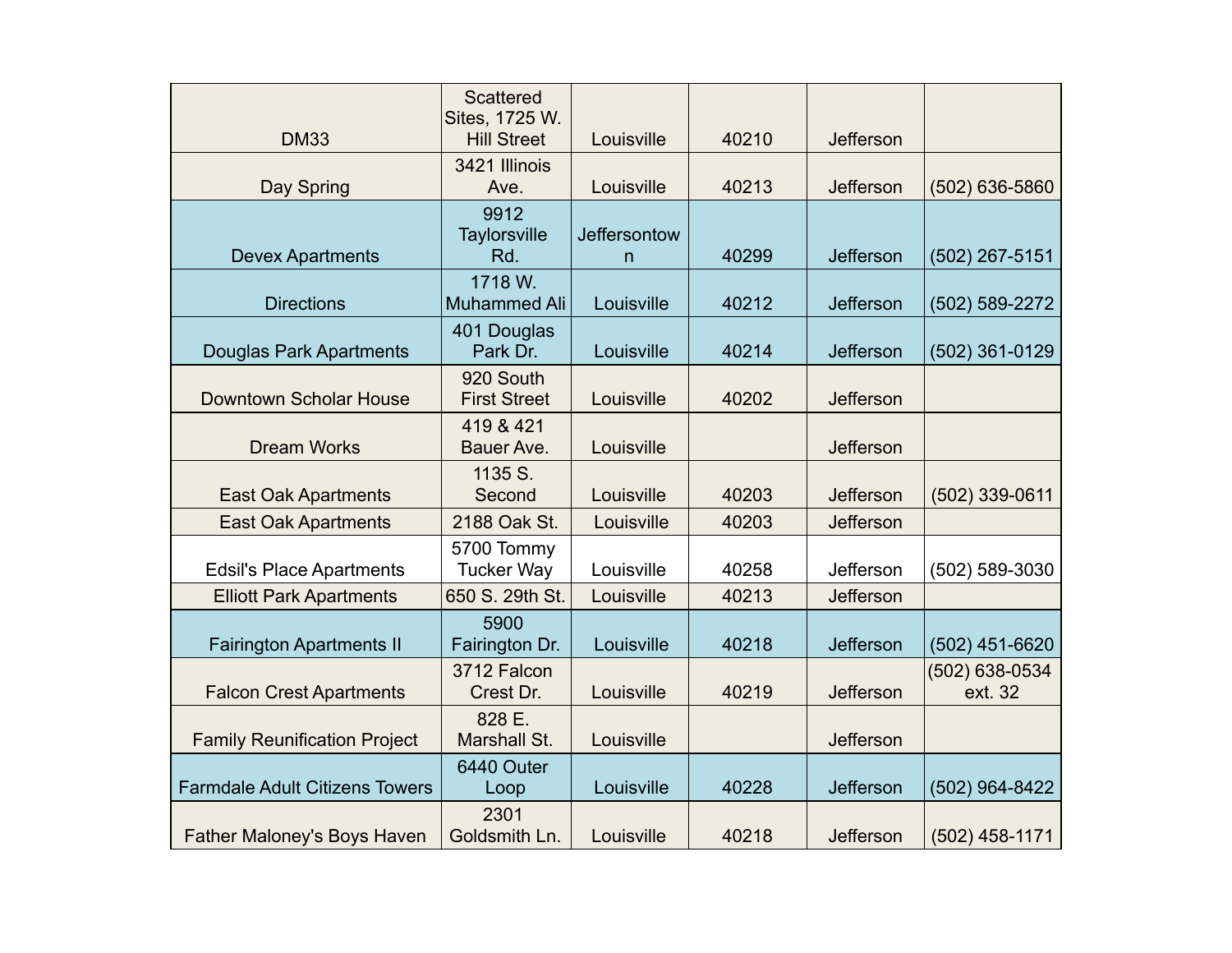| | | | | | |
|---|---|---|---|---|---|
| DM33 | Scattered Sites, 1725 W. Hill Street | Louisville | 40210 | Jefferson | |
| Day Spring | 3421 Illinois Ave. | Louisville | 40213 | Jefferson | (502) 636-5860 |
| Devex Apartments | 9912 Taylorsville Rd. | Jeffersontown | 40299 | Jefferson | (502) 267-5151 |
| Directions | 1718 W. Muhammed Ali | Louisville | 40212 | Jefferson | (502) 589-2272 |
| Douglas Park Apartments | 401 Douglas Park Dr. | Louisville | 40214 | Jefferson | (502) 361-0129 |
| Downtown Scholar House | 920 South First Street | Louisville | 40202 | Jefferson | |
| Dream Works | 419 & 421 Bauer Ave. | Louisville | | Jefferson | |
| East Oak Apartments | 1135 S. Second | Louisville | 40203 | Jefferson | (502) 339-0611 |
| East Oak Apartments | 2188 Oak St. | Louisville | 40203 | Jefferson | |
| Edsil's Place Apartments | 5700 Tommy Tucker Way | Louisville | 40258 | Jefferson | (502) 589-3030 |
| Elliott Park Apartments | 650 S. 29th St. | Louisville | 40213 | Jefferson | |
| Fairington Apartments II | 5900 Fairington Dr. | Louisville | 40218 | Jefferson | (502) 451-6620 |
| Falcon Crest Apartments | 3712 Falcon Crest Dr. | Louisville | 40219 | Jefferson | (502) 638-0534 ext. 32 |
| Family Reunification Project | 828 E. Marshall St. | Louisville | | Jefferson | |
| Farmdale Adult Citizens Towers | 6440 Outer Loop | Louisville | 40228 | Jefferson | (502) 964-8422 |
| Father Maloney's Boys Haven | 2301 Goldsmith Ln. | Louisville | 40218 | Jefferson | (502) 458-1171 |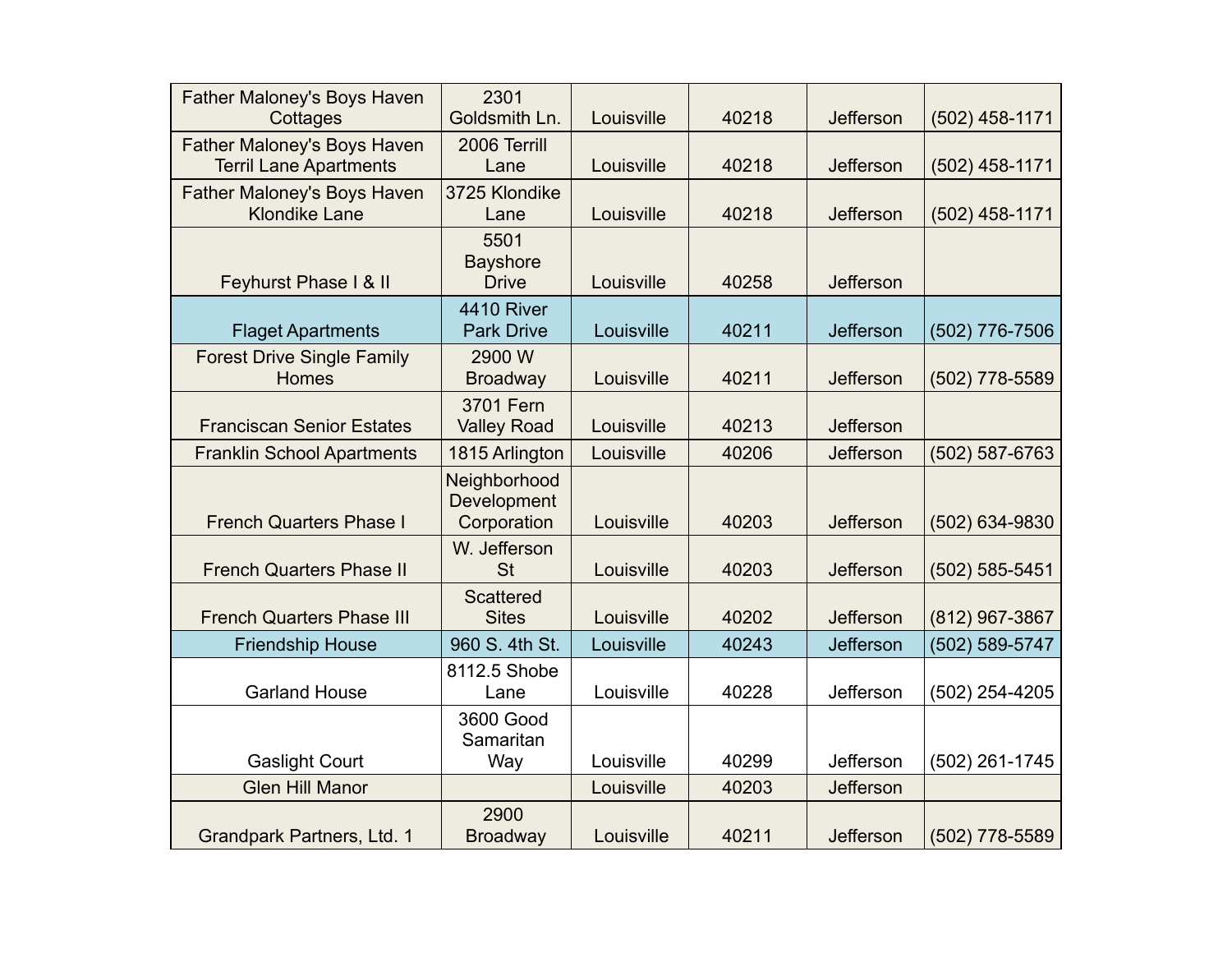| | | | | | |
|---|---|---|---|---|---|
| Father Maloney's Boys Haven Cottages | 2301 Goldsmith Ln. | Louisville | 40218 | Jefferson | (502) 458-1171 |
| Father Maloney's Boys Haven Terril Lane Apartments | 2006 Terrill Lane | Louisville | 40218 | Jefferson | (502) 458-1171 |
| Father Maloney's Boys Haven Klondike Lane | 3725 Klondike Lane | Louisville | 40218 | Jefferson | (502) 458-1171 |
| Feyhurst Phase I & II | 5501 Bayshore Drive | Louisville | 40258 | Jefferson | |
| Flaget Apartments | 4410 River Park Drive | Louisville | 40211 | Jefferson | (502) 776-7506 |
| Forest Drive Single Family Homes | 2900 W Broadway | Louisville | 40211 | Jefferson | (502) 778-5589 |
| Franciscan Senior Estates | 3701 Fern Valley Road | Louisville | 40213 | Jefferson | |
| Franklin School Apartments | 1815 Arlington | Louisville | 40206 | Jefferson | (502) 587-6763 |
| French Quarters Phase I | Neighborhood Development Corporation | Louisville | 40203 | Jefferson | (502) 634-9830 |
| French Quarters Phase II | W. Jefferson St | Louisville | 40203 | Jefferson | (502) 585-5451 |
| French Quarters Phase III | Scattered Sites | Louisville | 40202 | Jefferson | (812) 967-3867 |
| Friendship House | 960 S. 4th St. | Louisville | 40243 | Jefferson | (502) 589-5747 |
| Garland House | 8112.5 Shobe Lane | Louisville | 40228 | Jefferson | (502) 254-4205 |
| Gaslight Court | 3600 Good Samaritan Way | Louisville | 40299 | Jefferson | (502) 261-1745 |
| Glen Hill Manor | | Louisville | 40203 | Jefferson | |
| Grandpark Partners, Ltd. 1 | 2900 Broadway | Louisville | 40211 | Jefferson | (502) 778-5589 |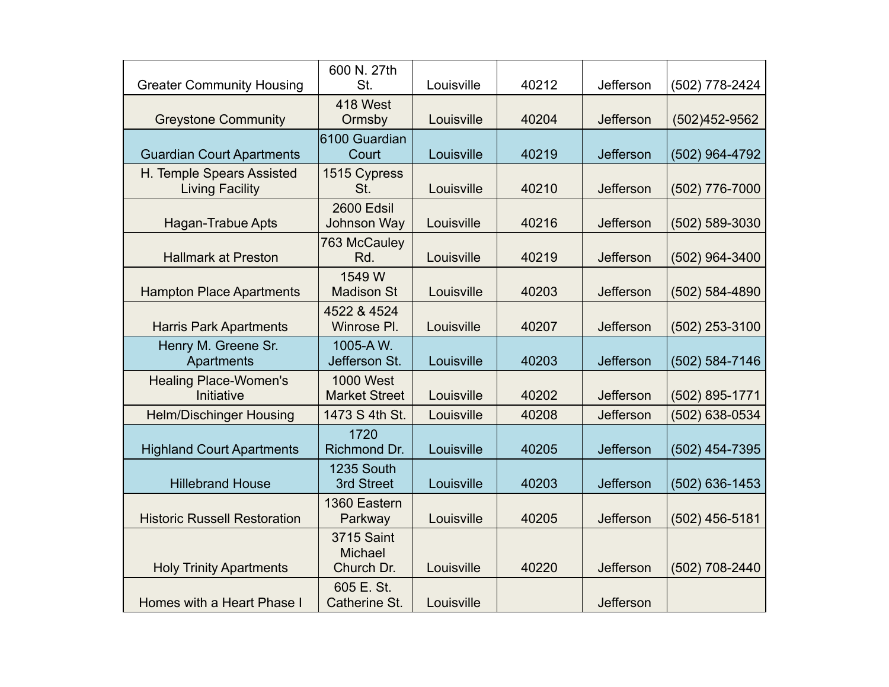| | | | | | |
|---|---|---|---|---|---|
| Greater Community Housing | 600 N. 27th St. | Louisville | 40212 | Jefferson | (502) 778-2424 |
| Greystone Community | 418 West Ormsby | Louisville | 40204 | Jefferson | (502)452-9562 |
| Guardian Court Apartments | 6100 Guardian Court | Louisville | 40219 | Jefferson | (502) 964-4792 |
| H. Temple Spears Assisted Living Facility | 1515 Cypress St. | Louisville | 40210 | Jefferson | (502) 776-7000 |
| Hagan-Trabue Apts | 2600 Edsil Johnson Way | Louisville | 40216 | Jefferson | (502) 589-3030 |
| Hallmark at Preston | 763 McCauley Rd. | Louisville | 40219 | Jefferson | (502) 964-3400 |
| Hampton Place Apartments | 1549 W Madison St | Louisville | 40203 | Jefferson | (502) 584-4890 |
| Harris Park Apartments | 4522 & 4524 Winrose Pl. | Louisville | 40207 | Jefferson | (502) 253-3100 |
| Henry M. Greene Sr. Apartments | 1005-A W. Jefferson St. | Louisville | 40203 | Jefferson | (502) 584-7146 |
| Healing Place-Women's Initiative | 1000 West Market Street | Louisville | 40202 | Jefferson | (502) 895-1771 |
| Helm/Dischinger Housing | 1473 S 4th St. | Louisville | 40208 | Jefferson | (502) 638-0534 |
| Highland Court Apartments | 1720 Richmond Dr. | Louisville | 40205 | Jefferson | (502) 454-7395 |
| Hillebrand House | 1235 South 3rd Street | Louisville | 40203 | Jefferson | (502) 636-1453 |
| Historic Russell Restoration | 1360 Eastern Parkway | Louisville | 40205 | Jefferson | (502) 456-5181 |
| Holy Trinity Apartments | 3715 Saint Michael Church Dr. | Louisville | 40220 | Jefferson | (502) 708-2440 |
| Homes with a Heart Phase I | 605 E. St. Catherine St. | Louisville | | Jefferson | |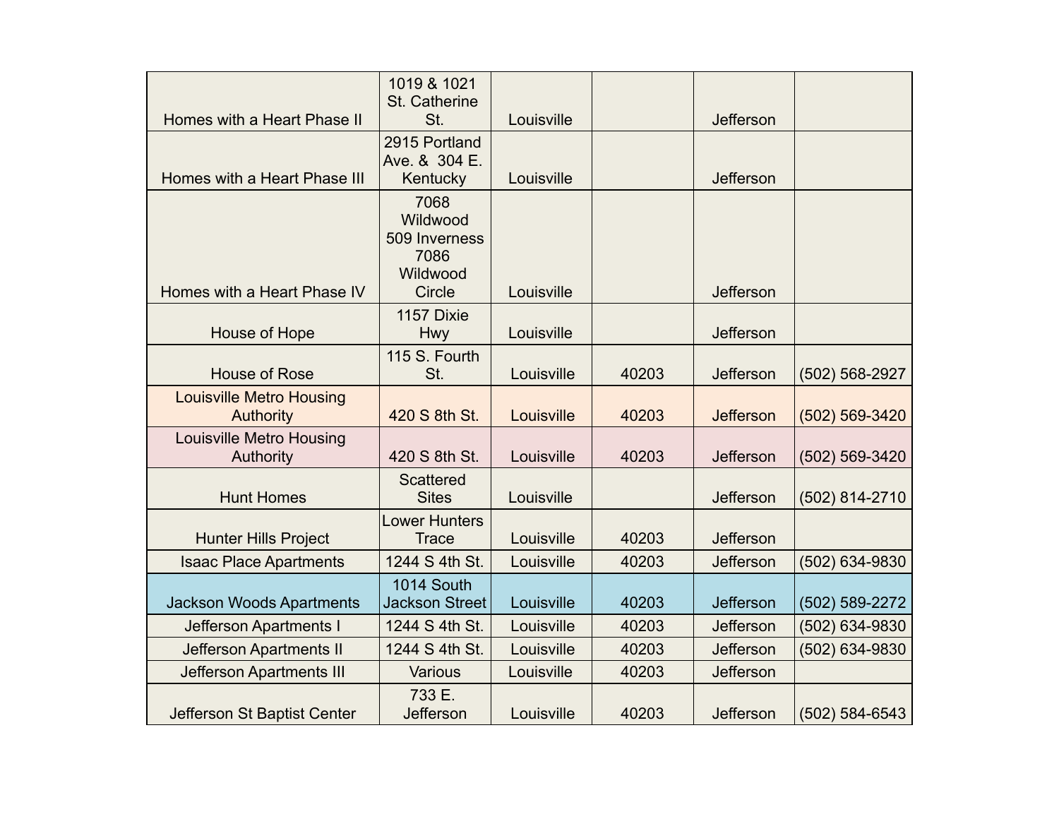| | | | | | |
|---|---|---|---|---|---|
| Homes with a Heart Phase II | 1019 & 1021 St. Catherine St. | Louisville | | Jefferson | |
| Homes with a Heart Phase III | 2915 Portland Ave. & 304 E. Kentucky | Louisville | | Jefferson | |
| Homes with a Heart Phase IV | 7068 Wildwood 509 Inverness 7086 Wildwood Circle | Louisville | | Jefferson | |
| House of Hope | 1157 Dixie Hwy | Louisville | | Jefferson | |
| House of Rose | 115 S. Fourth St. | Louisville | 40203 | Jefferson | (502) 568-2927 |
| Louisville Metro Housing Authority | 420 S 8th St. | Louisville | 40203 | Jefferson | (502) 569-3420 |
| Louisville Metro Housing Authority | 420 S 8th St. | Louisville | 40203 | Jefferson | (502) 569-3420 |
| Hunt Homes | Scattered Sites | Louisville | | Jefferson | (502) 814-2710 |
| Hunter Hills Project | Lower Hunters Trace | Louisville | 40203 | Jefferson | |
| Isaac Place Apartments | 1244 S 4th St. | Louisville | 40203 | Jefferson | (502) 634-9830 |
| Jackson Woods Apartments | 1014 South Jackson Street | Louisville | 40203 | Jefferson | (502) 589-2272 |
| Jefferson Apartments I | 1244 S 4th St. | Louisville | 40203 | Jefferson | (502) 634-9830 |
| Jefferson Apartments II | 1244 S 4th St. | Louisville | 40203 | Jefferson | (502) 634-9830 |
| Jefferson Apartments III | Various | Louisville | 40203 | Jefferson | |
| Jefferson St Baptist Center | 733 E. Jefferson | Louisville | 40203 | Jefferson | (502) 584-6543 |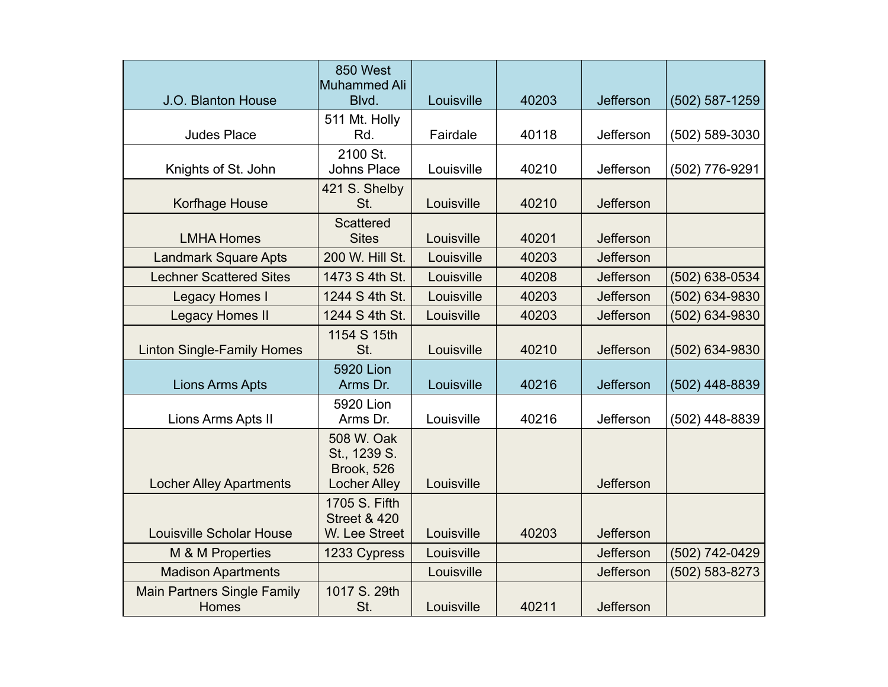| | | | | | |
|---|---|---|---|---|---|
| J.O. Blanton House | 850 West Muhammed Ali Blvd. | Louisville | 40203 | Jefferson | (502) 587-1259 |
| Judes Place | 511 Mt. Holly Rd. | Fairdale | 40118 | Jefferson | (502) 589-3030 |
| Knights of St. John | 2100 St. Johns Place | Louisville | 40210 | Jefferson | (502) 776-9291 |
| Korfhage House | 421 S. Shelby St. | Louisville | 40210 | Jefferson | |
| LMHA Homes | Scattered Sites | Louisville | 40201 | Jefferson | |
| Landmark Square Apts | 200 W. Hill St. | Louisville | 40203 | Jefferson | |
| Lechner Scattered Sites | 1473 S 4th St. | Louisville | 40208 | Jefferson | (502) 638-0534 |
| Legacy Homes I | 1244 S 4th St. | Louisville | 40203 | Jefferson | (502) 634-9830 |
| Legacy Homes II | 1244 S 4th St. | Louisville | 40203 | Jefferson | (502) 634-9830 |
| Linton Single-Family Homes | 1154 S 15th St. | Louisville | 40210 | Jefferson | (502) 634-9830 |
| Lions Arms Apts | 5920 Lion Arms Dr. | Louisville | 40216 | Jefferson | (502) 448-8839 |
| Lions Arms Apts II | 5920 Lion Arms Dr. | Louisville | 40216 | Jefferson | (502) 448-8839 |
| Locher Alley Apartments | 508 W. Oak St., 1239 S. Brook, 526 Locher Alley | Louisville | | Jefferson | |
| Louisville Scholar House | 1705 S. Fifth Street & 420 W. Lee Street | Louisville | 40203 | Jefferson | |
| M & M Properties | 1233 Cypress | Louisville | | Jefferson | (502) 742-0429 |
| Madison Apartments | | Louisville | | Jefferson | (502) 583-8273 |
| Main Partners Single Family Homes | 1017 S. 29th St. | Louisville | 40211 | Jefferson | |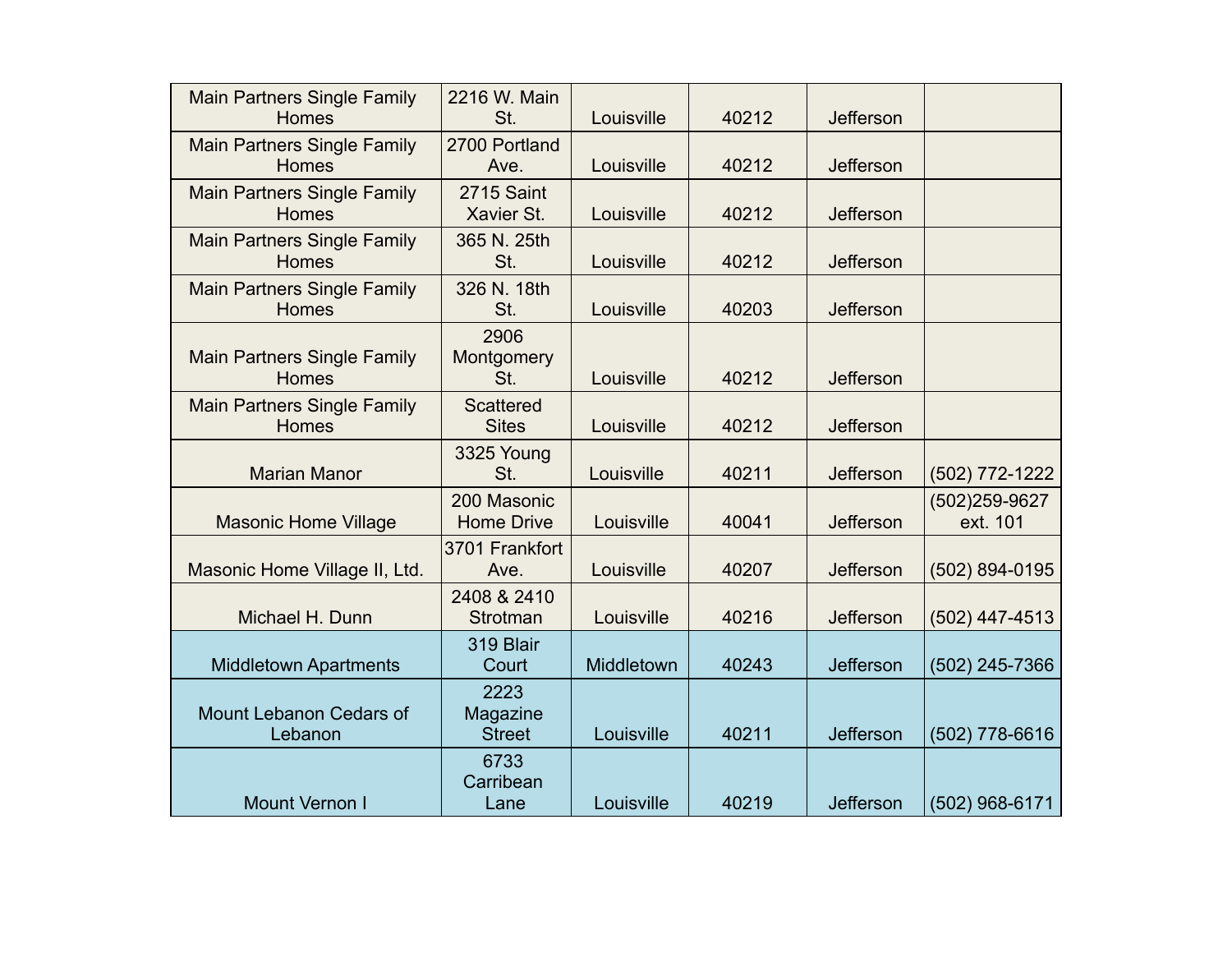| | | | | | |
|---|---|---|---|---|---|
| Main Partners Single Family Homes | 2216 W. Main St. | Louisville | 40212 | Jefferson | |
| Main Partners Single Family Homes | 2700 Portland Ave. | Louisville | 40212 | Jefferson | |
| Main Partners Single Family Homes | 2715 Saint Xavier St. | Louisville | 40212 | Jefferson | |
| Main Partners Single Family Homes | 365 N. 25th St. | Louisville | 40212 | Jefferson | |
| Main Partners Single Family Homes | 326 N. 18th St. | Louisville | 40203 | Jefferson | |
| Main Partners Single Family Homes | 2906 Montgomery St. | Louisville | 40212 | Jefferson | |
| Main Partners Single Family Homes | Scattered Sites | Louisville | 40212 | Jefferson | |
| Marian Manor | 3325 Young St. | Louisville | 40211 | Jefferson | (502) 772-1222 |
| Masonic Home Village | 200 Masonic Home Drive | Louisville | 40041 | Jefferson | (502)259-9627 ext. 101 |
| Masonic Home Village II, Ltd. | 3701 Frankfort Ave. | Louisville | 40207 | Jefferson | (502) 894-0195 |
| Michael H. Dunn | 2408 & 2410 Strotman | Louisville | 40216 | Jefferson | (502) 447-4513 |
| Middletown Apartments | 319 Blair Court | Middletown | 40243 | Jefferson | (502) 245-7366 |
| Mount Lebanon Cedars of Lebanon | 2223 Magazine Street | Louisville | 40211 | Jefferson | (502) 778-6616 |
| Mount Vernon I | 6733 Carribean Lane | Louisville | 40219 | Jefferson | (502) 968-6171 |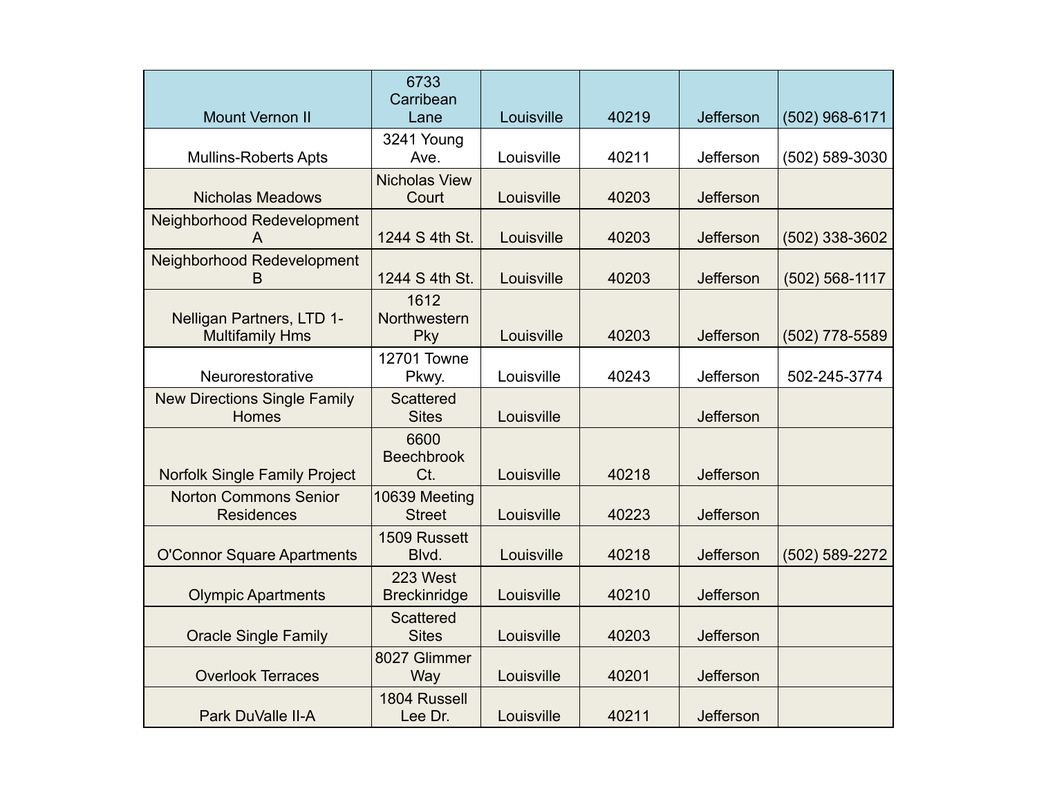| Mount Vernon II | 6733 Carribean Lane | Louisville | 40219 | Jefferson | (502) 968-6171 |
| --- | --- | --- | --- | --- | --- |
| Mullins-Roberts Apts | 3241 Young Ave. | Louisville | 40211 | Jefferson | (502) 589-3030 |
| Nicholas Meadows | Nicholas View Court | Louisville | 40203 | Jefferson | |
| Neighborhood Redevelopment A | 1244 S 4th St. | Louisville | 40203 | Jefferson | (502) 338-3602 |
| Neighborhood Redevelopment B | 1244 S 4th St. | Louisville | 40203 | Jefferson | (502) 568-1117 |
| Nelligan Partners, LTD 1-Multifamily Hms | 1612 Northwestern Pky | Louisville | 40203 | Jefferson | (502) 778-5589 |
| Neurorestorative | 12701 Towne Pkwy. | Louisville | 40243 | Jefferson | 502-245-3774 |
| New Directions Single Family Homes | Scattered Sites | Louisville | | Jefferson | |
| Norfolk Single Family Project | 6600 Beechbrook Ct. | Louisville | 40218 | Jefferson | |
| Norton Commons Senior Residences | 10639 Meeting Street | Louisville | 40223 | Jefferson | |
| O'Connor Square Apartments | 1509 Russett Blvd. | Louisville | 40218 | Jefferson | (502) 589-2272 |
| Olympic Apartments | 223 West Breckinridge | Louisville | 40210 | Jefferson | |
| Oracle Single Family | Scattered Sites | Louisville | 40203 | Jefferson | |
| Overlook Terraces | 8027 Glimmer Way | Louisville | 40201 | Jefferson | |
| Park DuValle II-A | 1804 Russell Lee Dr. | Louisville | 40211 | Jefferson | |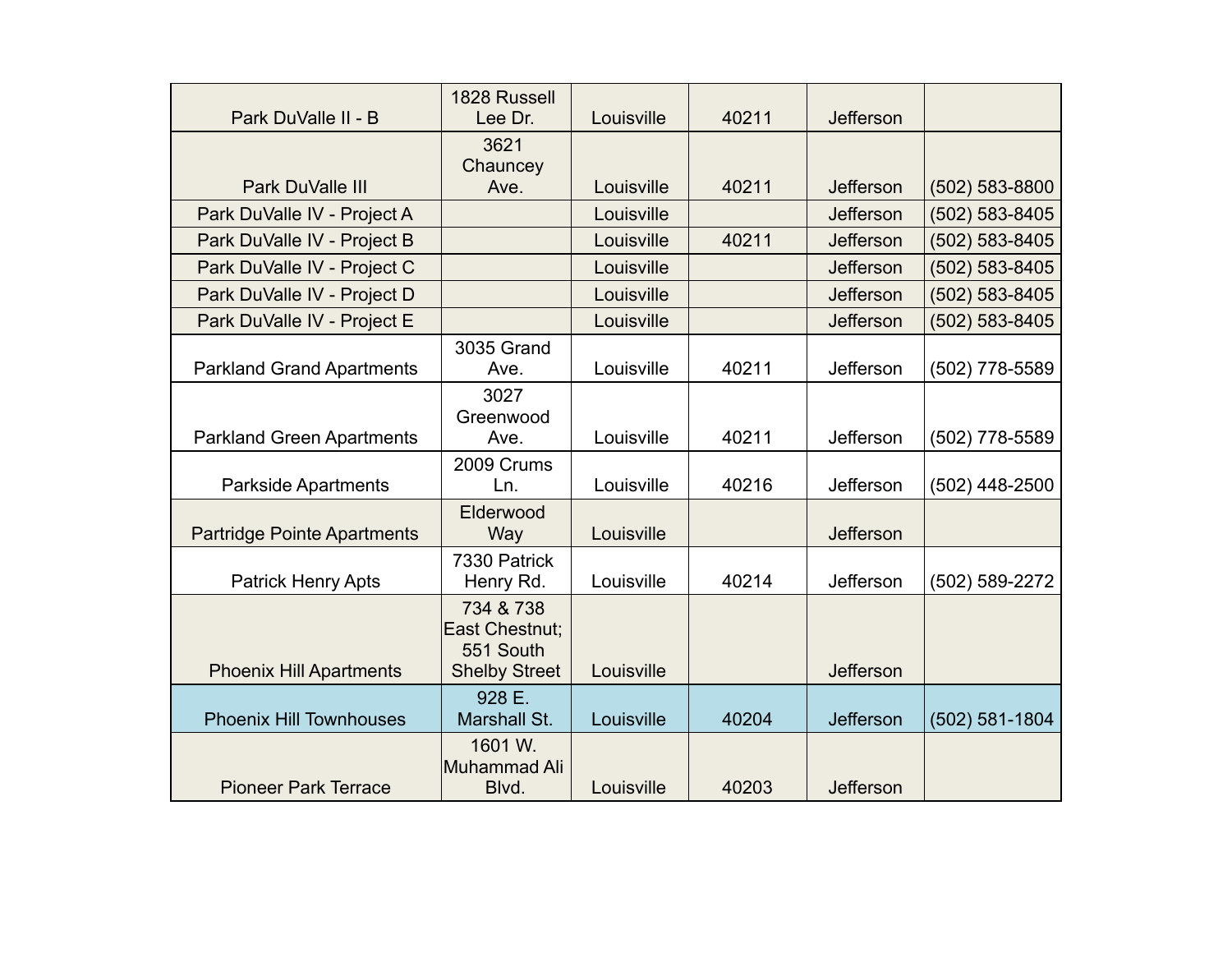| | | | | | |
|---|---|---|---|---|---|
| Park DuValle II - B | 1828 Russell Lee Dr. | Louisville | 40211 | Jefferson | |
| Park DuValle III | 3621 Chauncey Ave. | Louisville | 40211 | Jefferson | (502) 583-8800 |
| Park DuValle IV - Project A | | Louisville | | Jefferson | (502) 583-8405 |
| Park DuValle IV - Project B | | Louisville | 40211 | Jefferson | (502) 583-8405 |
| Park DuValle IV - Project C | | Louisville | | Jefferson | (502) 583-8405 |
| Park DuValle IV - Project D | | Louisville | | Jefferson | (502) 583-8405 |
| Park DuValle IV - Project E | | Louisville | | Jefferson | (502) 583-8405 |
| Parkland Grand Apartments | 3035 Grand Ave. | Louisville | 40211 | Jefferson | (502) 778-5589 |
| Parkland Green Apartments | 3027 Greenwood Ave. | Louisville | 40211 | Jefferson | (502) 778-5589 |
| Parkside Apartments | 2009 Crums Ln. | Louisville | 40216 | Jefferson | (502) 448-2500 |
| Partridge Pointe Apartments | Elderwood Way | Louisville | | Jefferson | |
| Patrick Henry Apts | 7330 Patrick Henry Rd. | Louisville | 40214 | Jefferson | (502) 589-2272 |
| Phoenix Hill Apartments | 734 & 738 East Chestnut; 551 South Shelby Street | Louisville | | Jefferson | |
| Phoenix Hill Townhouses | 928 E. Marshall St. | Louisville | 40204 | Jefferson | (502) 581-1804 |
| Pioneer Park Terrace | 1601 W. Muhammad Ali Blvd. | Louisville | 40203 | Jefferson | |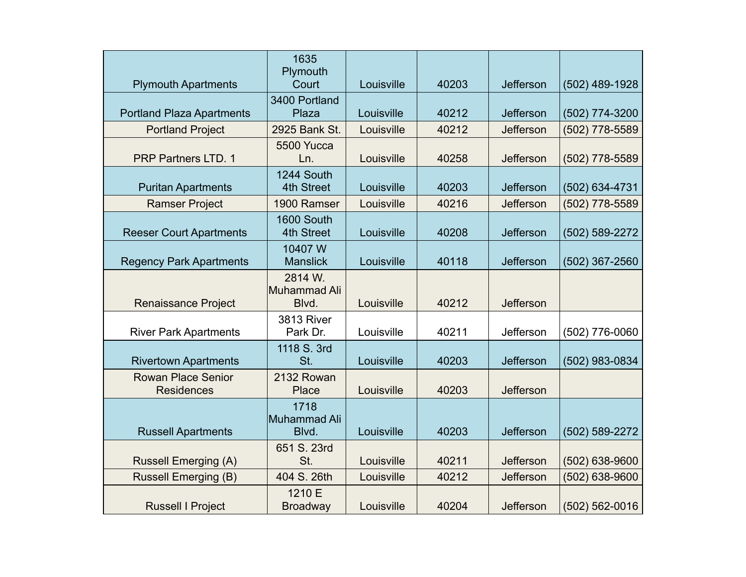| | | | | | |
|---|---|---|---|---|---|
| Plymouth Apartments | 1635 Plymouth Court | Louisville | 40203 | Jefferson | (502) 489-1928 |
| Portland Plaza Apartments | 3400 Portland Plaza | Louisville | 40212 | Jefferson | (502) 774-3200 |
| Portland Project | 2925 Bank St. | Louisville | 40212 | Jefferson | (502) 778-5589 |
| PRP Partners LTD. 1 | 5500 Yucca Ln. | Louisville | 40258 | Jefferson | (502) 778-5589 |
| Puritan Apartments | 1244 South 4th Street | Louisville | 40203 | Jefferson | (502) 634-4731 |
| Ramser Project | 1900 Ramser | Louisville | 40216 | Jefferson | (502) 778-5589 |
| Reeser Court Apartments | 1600 South 4th Street | Louisville | 40208 | Jefferson | (502) 589-2272 |
| Regency Park Apartments | 10407 W Manslick | Louisville | 40118 | Jefferson | (502) 367-2560 |
| Renaissance Project | 2814 W. Muhammad Ali Blvd. | Louisville | 40212 | Jefferson | |
| River Park Apartments | 3813 River Park Dr. | Louisville | 40211 | Jefferson | (502) 776-0060 |
| Rivertown Apartments | 1118 S. 3rd St. | Louisville | 40203 | Jefferson | (502) 983-0834 |
| Rowan Place Senior Residences | 2132 Rowan Place | Louisville | 40203 | Jefferson | |
| Russell Apartments | 1718 Muhammad Ali Blvd. | Louisville | 40203 | Jefferson | (502) 589-2272 |
| Russell Emerging (A) | 651 S. 23rd St. | Louisville | 40211 | Jefferson | (502) 638-9600 |
| Russell Emerging (B) | 404 S. 26th | Louisville | 40212 | Jefferson | (502) 638-9600 |
| Russell I Project | 1210 E Broadway | Louisville | 40204 | Jefferson | (502) 562-0016 |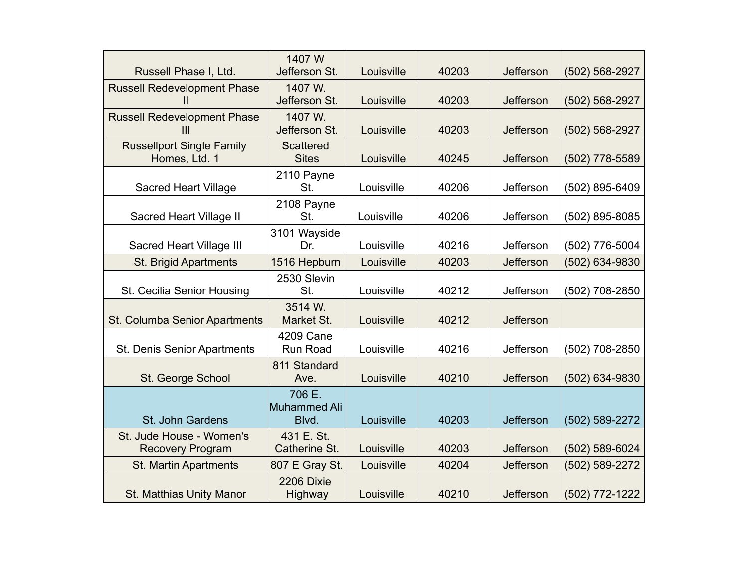| | | | | | |
|---|---|---|---|---|---|
| Russell Phase I, Ltd. | 1407 W Jefferson St. | Louisville | 40203 | Jefferson | (502) 568-2927 |
| Russell Redevelopment Phase II | 1407 W. Jefferson St. | Louisville | 40203 | Jefferson | (502) 568-2927 |
| Russell Redevelopment Phase III | 1407 W. Jefferson St. | Louisville | 40203 | Jefferson | (502) 568-2927 |
| Russellport Single Family Homes, Ltd. 1 | Scattered Sites | Louisville | 40245 | Jefferson | (502) 778-5589 |
| Sacred Heart Village | 2110 Payne St. | Louisville | 40206 | Jefferson | (502) 895-6409 |
| Sacred Heart Village II | 2108 Payne St. | Louisville | 40206 | Jefferson | (502) 895-8085 |
| Sacred Heart Village III | 3101 Wayside Dr. | Louisville | 40216 | Jefferson | (502) 776-5004 |
| St. Brigid Apartments | 1516 Hepburn | Louisville | 40203 | Jefferson | (502) 634-9830 |
| St. Cecilia Senior Housing | 2530 Slevin St. | Louisville | 40212 | Jefferson | (502) 708-2850 |
| St. Columba Senior Apartments | 3514 W. Market St. | Louisville | 40212 | Jefferson | |
| St. Denis Senior Apartments | 4209 Cane Run Road | Louisville | 40216 | Jefferson | (502) 708-2850 |
| St. George School | 811 Standard Ave. | Louisville | 40210 | Jefferson | (502) 634-9830 |
| St. John Gardens | 706 E. Muhammed Ali Blvd. | Louisville | 40203 | Jefferson | (502) 589-2272 |
| St. Jude House - Women's Recovery Program | 431 E. St. Catherine St. | Louisville | 40203 | Jefferson | (502) 589-6024 |
| St. Martin Apartments | 807 E Gray St. | Louisville | 40204 | Jefferson | (502) 589-2272 |
| St. Matthias Unity Manor | 2206 Dixie Highway | Louisville | 40210 | Jefferson | (502) 772-1222 |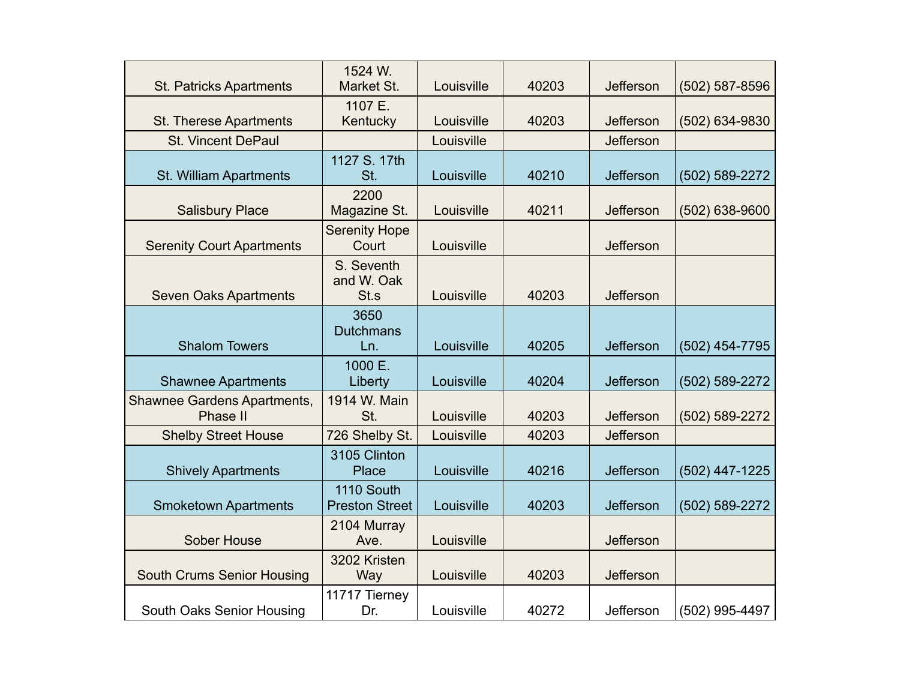| | | | | | |
|---|---|---|---|---|---|
| St. Patricks Apartments | 1524 W. Market St. | Louisville | 40203 | Jefferson | (502) 587-8596 |
| St. Therese Apartments | 1107 E. Kentucky | Louisville | 40203 | Jefferson | (502) 634-9830 |
| St. Vincent DePaul | | Louisville | | Jefferson | |
| St. William Apartments | 1127 S. 17th St. | Louisville | 40210 | Jefferson | (502) 589-2272 |
| Salisbury Place | 2200 Magazine St. | Louisville | 40211 | Jefferson | (502) 638-9600 |
| Serenity Court Apartments | Serenity Hope Court | Louisville | | Jefferson | |
| Seven Oaks Apartments | S. Seventh and W. Oak St.s | Louisville | 40203 | Jefferson | |
| Shalom Towers | 3650 Dutchmans Ln. | Louisville | 40205 | Jefferson | (502) 454-7795 |
| Shawnee Apartments | 1000 E. Liberty | Louisville | 40204 | Jefferson | (502) 589-2272 |
| Shawnee Gardens Apartments, Phase II | 1914 W. Main St. | Louisville | 40203 | Jefferson | (502) 589-2272 |
| Shelby Street House | 726 Shelby St. | Louisville | 40203 | Jefferson | |
| Shively Apartments | 3105 Clinton Place | Louisville | 40216 | Jefferson | (502) 447-1225 |
| Smoketown Apartments | 1110 South Preston Street | Louisville | 40203 | Jefferson | (502) 589-2272 |
| Sober House | 2104 Murray Ave. | Louisville | | Jefferson | |
| South Crums Senior Housing | 3202 Kristen Way | Louisville | 40203 | Jefferson | |
| South Oaks Senior Housing | 11717 Tierney Dr. | Louisville | 40272 | Jefferson | (502) 995-4497 |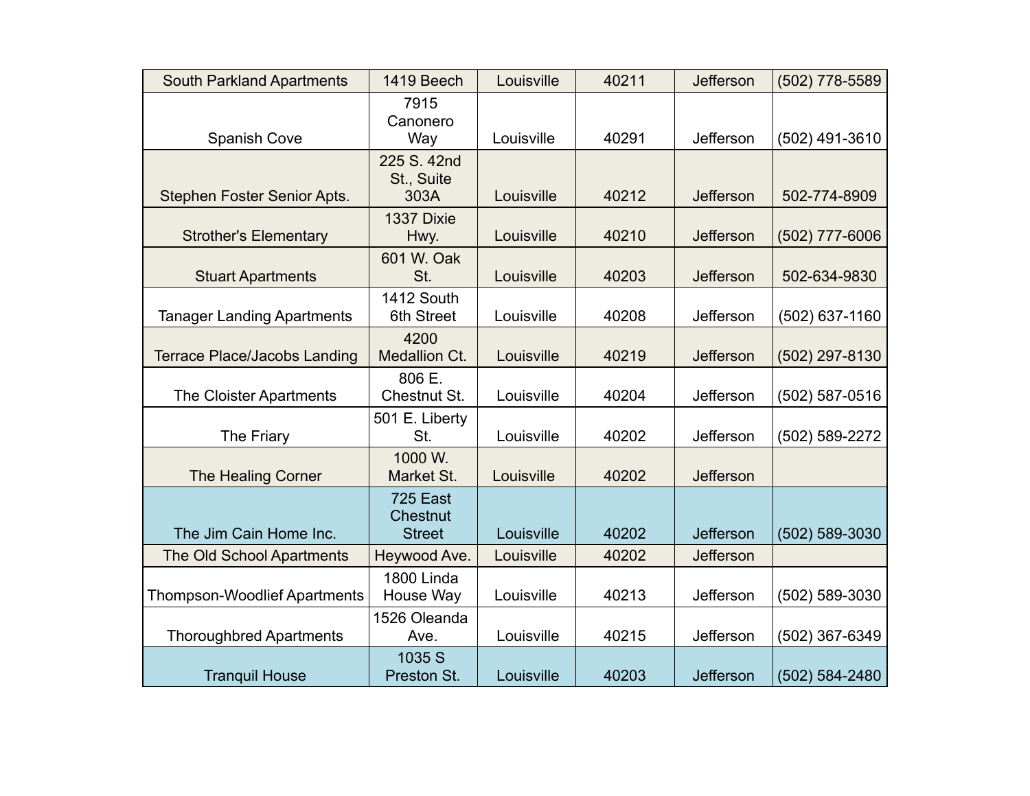| South Parkland Apartments | 1419 Beech | Louisville | 40211 | Jefferson | (502) 778-5589 |
|---|---|---|---|---|---|
| Spanish Cove | 7915 Canonero Way | Louisville | 40291 | Jefferson | (502) 491-3610 |
| Stephen Foster Senior Apts. | 225 S. 42nd St., Suite 303A | Louisville | 40212 | Jefferson | 502-774-8909 |
| Strother's Elementary | 1337 Dixie Hwy. | Louisville | 40210 | Jefferson | (502) 777-6006 |
| Stuart Apartments | 601 W. Oak St. | Louisville | 40203 | Jefferson | 502-634-9830 |
| Tanager Landing Apartments | 1412 South 6th Street | Louisville | 40208 | Jefferson | (502) 637-1160 |
| Terrace Place/Jacobs Landing | 4200 Medallion Ct. | Louisville | 40219 | Jefferson | (502) 297-8130 |
| The Cloister Apartments | 806 E. Chestnut St. | Louisville | 40204 | Jefferson | (502) 587-0516 |
| The Friary | 501 E. Liberty St. | Louisville | 40202 | Jefferson | (502) 589-2272 |
| The Healing Corner | 1000 W. Market St. | Louisville | 40202 | Jefferson | |
| The Jim Cain Home Inc. | 725 East Chestnut Street | Louisville | 40202 | Jefferson | (502) 589-3030 |
| The Old School Apartments | Heywood Ave. | Louisville | 40202 | Jefferson | |
| Thompson-Woodlief Apartments | 1800 Linda House Way | Louisville | 40213 | Jefferson | (502) 589-3030 |
| Thoroughbred Apartments | 1526 Oleanda Ave. | Louisville | 40215 | Jefferson | (502) 367-6349 |
| Tranquil House | 1035 S Preston St. | Louisville | 40203 | Jefferson | (502) 584-2480 |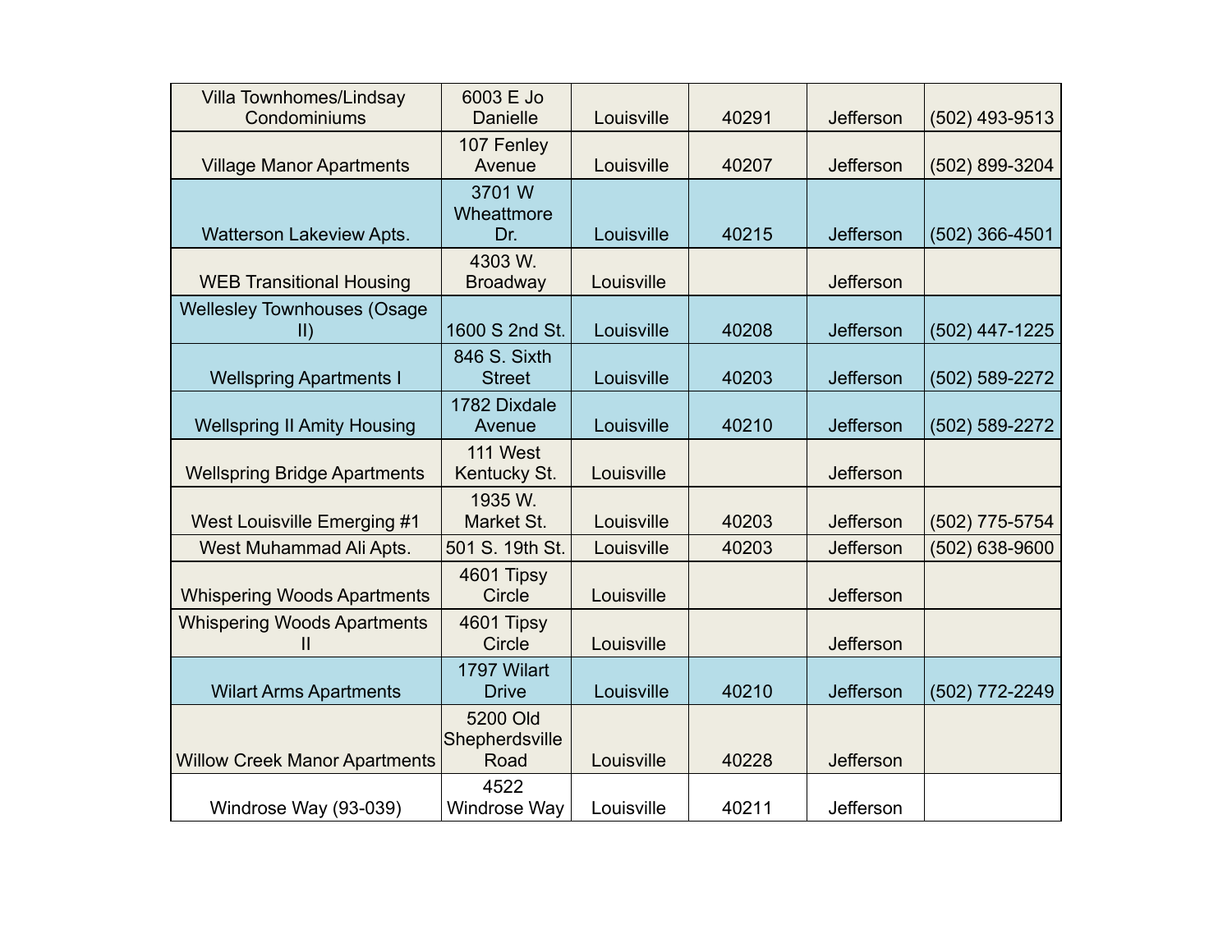| | | | | | |
|---|---|---|---|---|---|
| Villa Townhomes/Lindsay Condominiums | 6003 E Jo Danielle | Louisville | 40291 | Jefferson | (502) 493-9513 |
| Village Manor Apartments | 107 Fenley Avenue | Louisville | 40207 | Jefferson | (502) 899-3204 |
| Watterson Lakeview Apts. | 3701 W Wheattmore Dr. | Louisville | 40215 | Jefferson | (502) 366-4501 |
| WEB Transitional Housing | 4303 W. Broadway | Louisville | | Jefferson | |
| Wellesley Townhouses (Osage II) | 1600 S 2nd St. | Louisville | 40208 | Jefferson | (502) 447-1225 |
| Wellspring Apartments I | 846 S. Sixth Street | Louisville | 40203 | Jefferson | (502) 589-2272 |
| Wellspring II Amity Housing | 1782 Dixdale Avenue | Louisville | 40210 | Jefferson | (502) 589-2272 |
| Wellspring Bridge Apartments | 111 West Kentucky St. | Louisville | | Jefferson | |
| West Louisville Emerging #1 | 1935 W. Market St. | Louisville | 40203 | Jefferson | (502) 775-5754 |
| West Muhammad Ali Apts. | 501 S. 19th St. | Louisville | 40203 | Jefferson | (502) 638-9600 |
| Whispering Woods Apartments | 4601 Tipsy Circle | Louisville | | Jefferson | |
| Whispering Woods Apartments II | 4601 Tipsy Circle | Louisville | | Jefferson | |
| Wilart Arms Apartments | 1797 Wilart Drive | Louisville | 40210 | Jefferson | (502) 772-2249 |
| Willow Creek Manor Apartments | 5200 Old Shepherdsville Road | Louisville | 40228 | Jefferson | |
| Windrose Way (93-039) | 4522 Windrose Way | Louisville | 40211 | Jefferson | |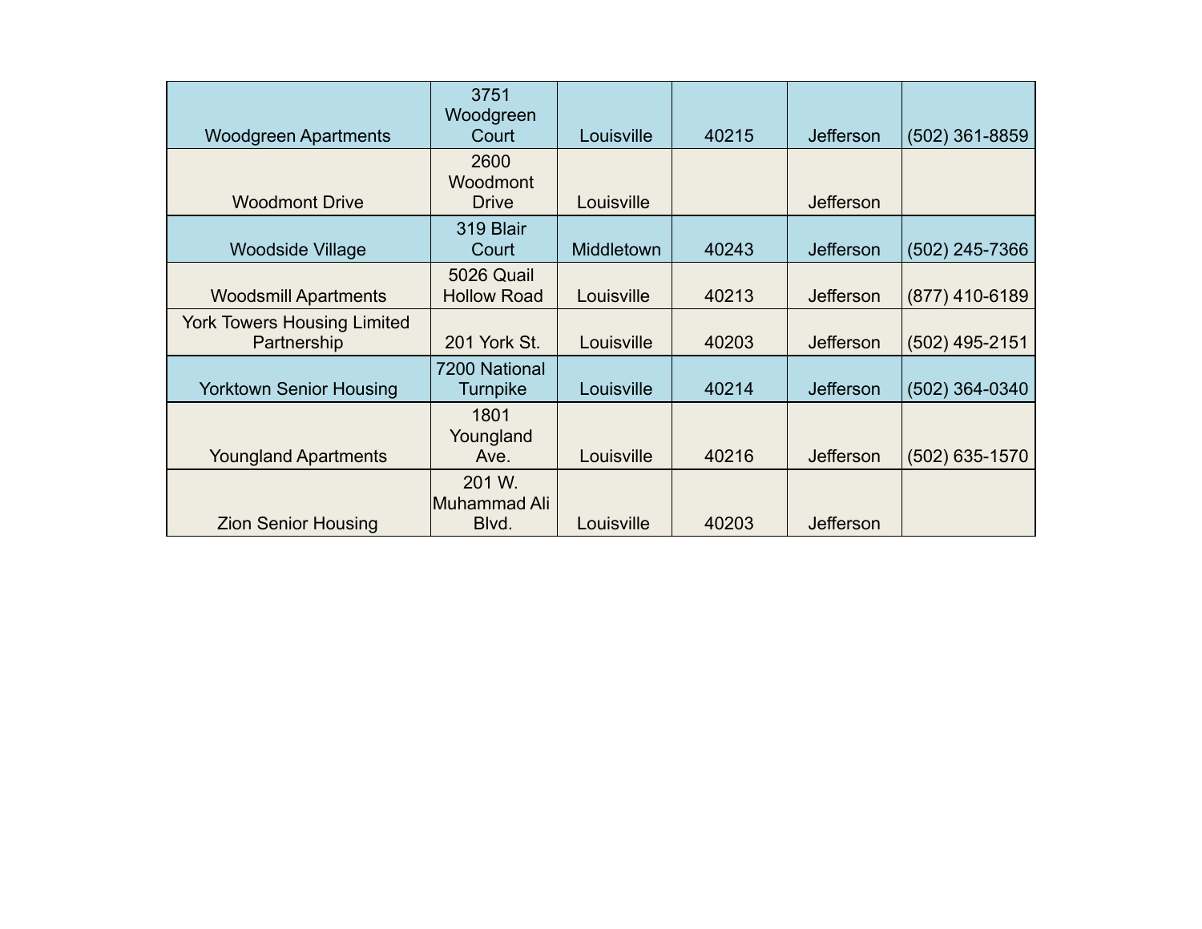| | | | | | |
|---|---|---|---|---|---|
| Woodgreen Apartments | 3751 Woodgreen Court | Louisville | 40215 | Jefferson | (502) 361-8859 |
| Woodmont Drive | 2600 Woodmont Drive | Louisville | | Jefferson | |
| Woodside Village | 319 Blair Court | Middletown | 40243 | Jefferson | (502) 245-7366 |
| Woodsmill Apartments | 5026 Quail Hollow Road | Louisville | 40213 | Jefferson | (877) 410-6189 |
| York Towers Housing Limited Partnership | 201 York St. | Louisville | 40203 | Jefferson | (502) 495-2151 |
| Yorktown Senior Housing | 7200 National Turnpike | Louisville | 40214 | Jefferson | (502) 364-0340 |
| Youngland Apartments | 1801 Youngland Ave. | Louisville | 40216 | Jefferson | (502) 635-1570 |
| Zion Senior Housing | 201 W. Muhammad Ali Blvd. | Louisville | 40203 | Jefferson | |